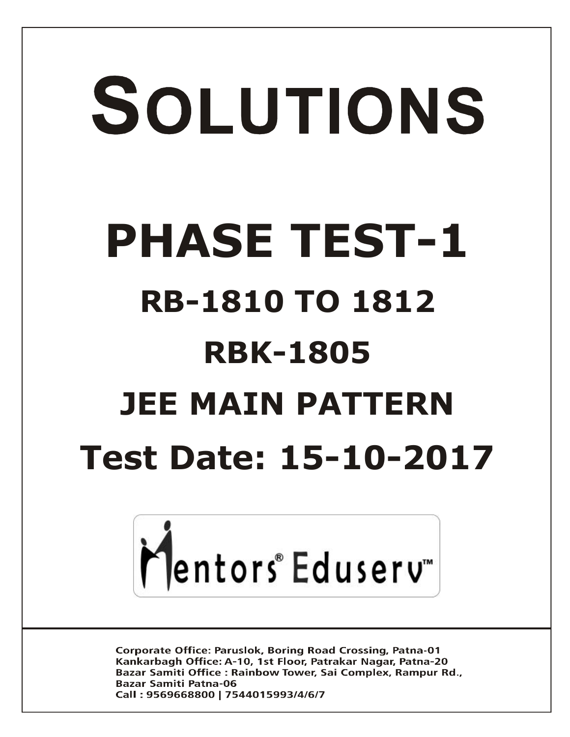# SOLUTIONS

# PHASE TEST-1

## RB-1810 TO 1812

## RBK-1805

## JEE MAIN PATTERN

## Test Date: 15-10-2017

Mentors® Eduserv™

Corporate Office: Paruslok, Boring Road Crossing, Patna-01
Kankarbagh Office: A-10, 1st Floor, Patrakar Nagar, Patna-20
Bazar Samiti Office : Rainbow Tower, Sai Complex, Rampur Rd., Bazar Samiti Patna-06
Call : 9569668800 | 7544015993/4/6/7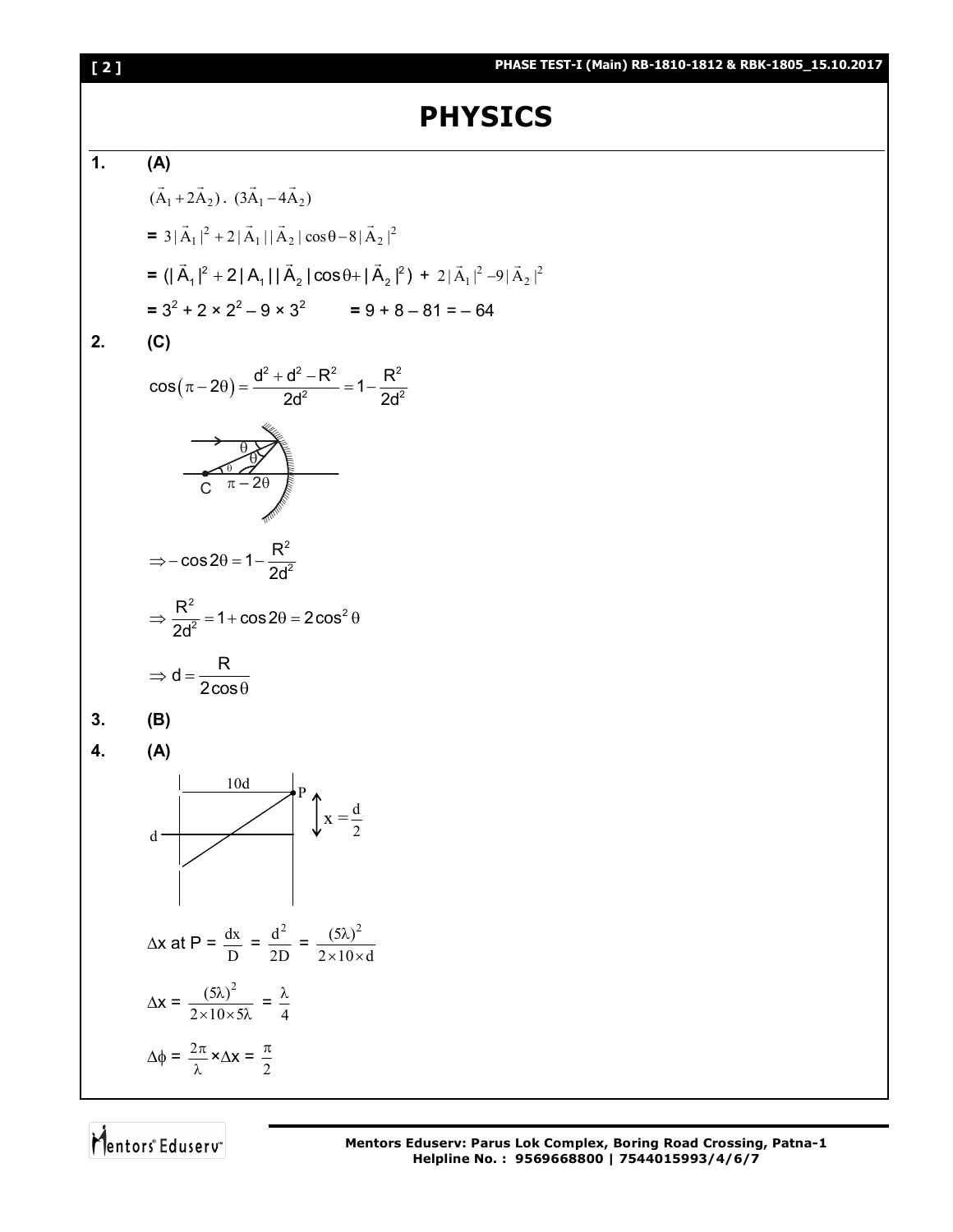# PHYSICS

**1. (A)**

$(\vec{A}_1 + 2\vec{A}_2) \cdot (3\vec{A}_1 - 4\vec{A}_2)$

$= 3|\vec{A}_1|^2 + 2|\vec{A}_1||\vec{A}_2|\cos\theta - 8|\vec{A}_2|^2$

$= (|\vec{A}_1|^2 + 2|A_1||\vec{A}_2|\cos\theta + |\vec{A}_2|^2) + 2|\vec{A}_1|^2 - 9|\vec{A}_2|^2$

$= 3^2 + 2 \times 2^2 - 9 \times 3^2 \qquad = 9 + 8 - 81 = -64$

**2. (C)**

$$\cos(\pi - 2\theta) = \frac{d^2 + d^2 - R^2}{2d^2} = 1 - \frac{R^2}{2d^2}$$

$$\Rightarrow -\cos 2\theta = 1 - \frac{R^2}{2d^2}$$

$$\Rightarrow \frac{R^2}{2d^2} = 1 + \cos 2\theta = 2\cos^2\theta$$

$$\Rightarrow d = \frac{R}{2\cos\theta}$$

**3. (B)**

**4. (A)**

$\Delta x$ at P $= \frac{dx}{D} = \frac{d^2}{2D} = \frac{(5\lambda)^2}{2 \times 10 \times d}$

$\Delta x = \frac{(5\lambda)^2}{2 \times 10 \times 5\lambda} = \frac{\lambda}{4}$

$\Delta\phi = \frac{2\pi}{\lambda} \times \Delta x = \frac{\pi}{2}$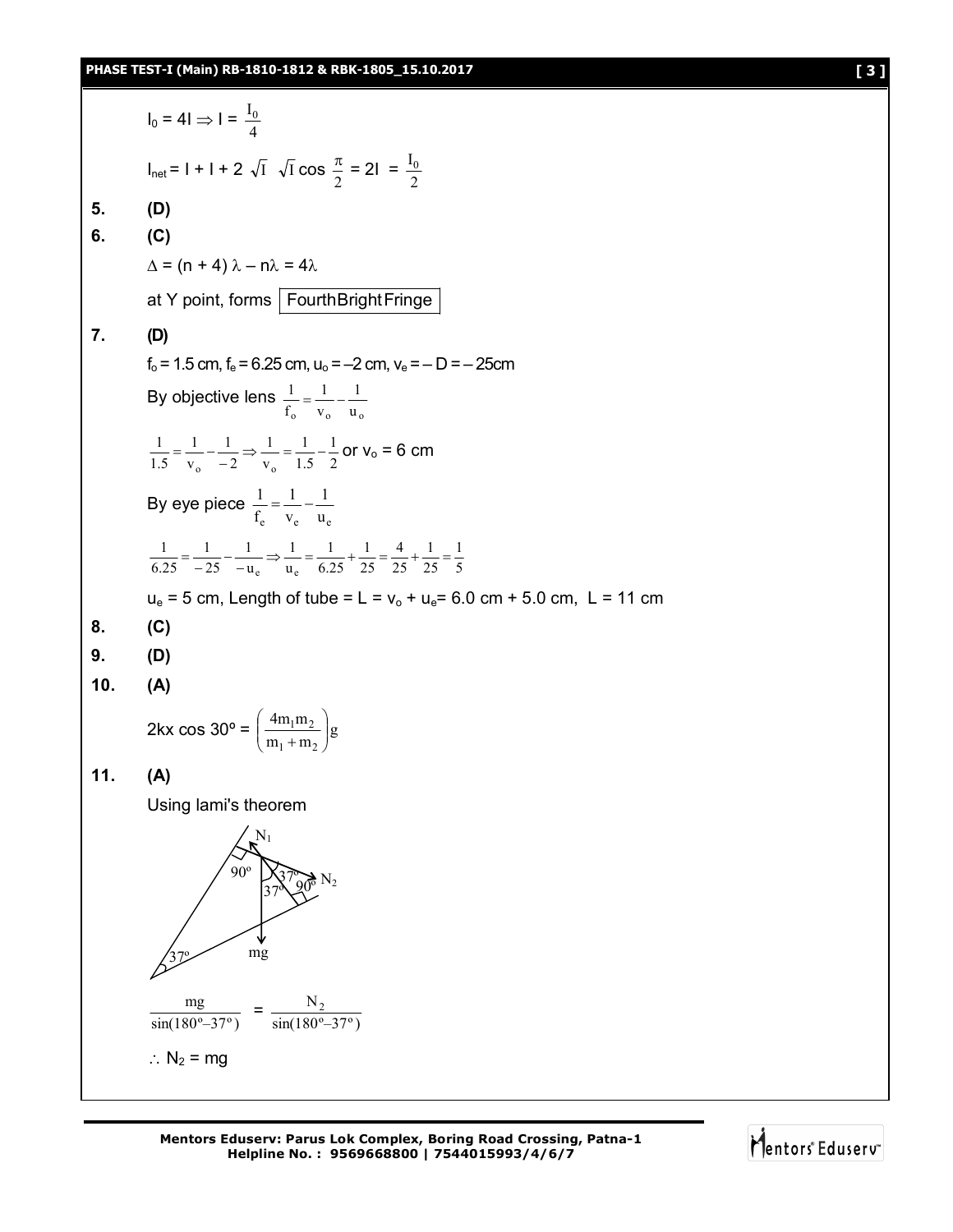$I_0 = 4I \Rightarrow I = \frac{I_0}{4}$

$I_{net} = I + I + 2\sqrt{I}\sqrt{I}\cos\frac{\pi}{2} = 2I = \frac{I_0}{2}$

**5. (D)**

**6. (C)**

$\Delta = (n + 4)\lambda - n\lambda = 4\lambda$

at Y point, forms **Fourth Bright Fringe**

**7. (D)**

$f_o = 1.5$ cm, $f_e = 6.25$ cm, $u_o = -2$ cm, $v_e = -D = -25$cm

By objective lens $\frac{1}{f_o} = \frac{1}{v_o} - \frac{1}{u_o}$

$\frac{1}{1.5} = \frac{1}{v_o} - \frac{1}{-2} \Rightarrow \frac{1}{v_o} = \frac{1}{1.5} - \frac{1}{2}$ or $v_o = 6$ cm

By eye piece $\frac{1}{f_e} = \frac{1}{v_e} - \frac{1}{u_e}$

$\frac{1}{6.25} = \frac{1}{-25} - \frac{1}{-u_e} \Rightarrow \frac{1}{u_e} = \frac{1}{6.25} + \frac{1}{25} = \frac{4}{25} + \frac{1}{25} = \frac{1}{5}$

$u_e = 5$ cm, Length of tube $= L = v_o + u_e = 6.0$ cm $+ 5.0$ cm, $L = 11$ cm

**8. (C)**

**9. (D)**

**10. (A)**

$2kx\cos 30^o = \left(\frac{4m_1m_2}{m_1 + m_2}\right)g$

**11. (A)**

Using lami's theorem

$\frac{mg}{\sin(180^o - 37^o)} = \frac{N_2}{\sin(180^o - 37^o)}$

$\therefore N_2 = mg$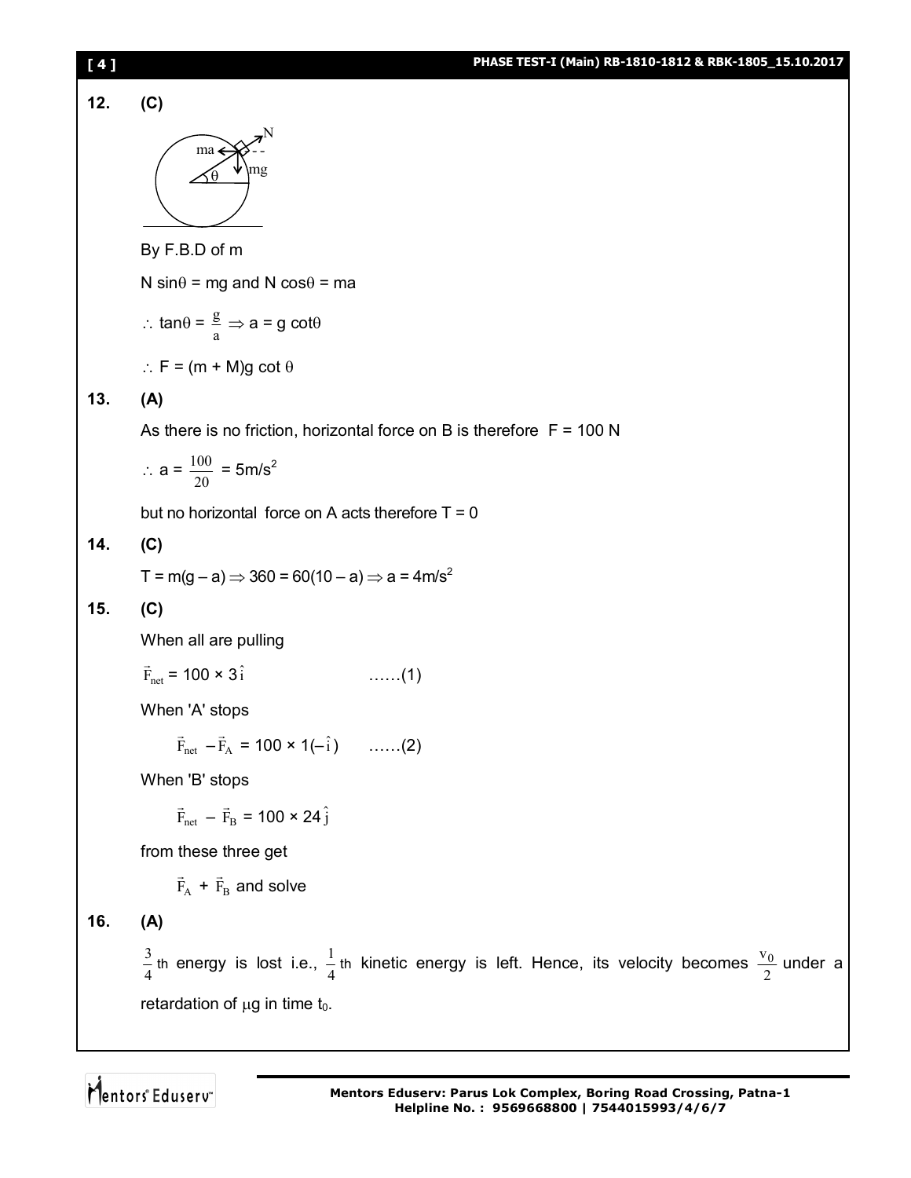**12. (C)**

By F.B.D of m

N $\sin\theta$ = mg and N $\cos\theta$ = ma

$\therefore \tan\theta = \frac{g}{a} \Rightarrow a = g \cot\theta$

$\therefore F = (m + M)g \cot \theta$

**13. (A)**

As there is no friction, horizontal force on B is therefore F = 100 N

$\therefore a = \frac{100}{20} = 5 \text{m/s}^2$

but no horizontal force on A acts therefore T = 0

**14. (C)**

$T = m(g - a) \Rightarrow 360 = 60(10 - a) \Rightarrow a = 4 \text{m/s}^2$

**15. (C)**

When all are pulling

$\vec{F}_{net} = 100 \times 3\hat{i}$ ……(1)

When 'A' stops

$\vec{F}_{net} - \vec{F}_A = 100 \times 1(-\hat{i})$ ……(2)

When 'B' stops

$\vec{F}_{net} - \vec{F}_B = 100 \times 24\hat{j}$

from these three get

$\vec{F}_A + \vec{F}_B$ and solve

**16. (A)**

$\frac{3}{4}$th energy is lost i.e., $\frac{1}{4}$th kinetic energy is left. Hence, its velocity becomes $\frac{v_0}{2}$ under a retardation of $\mu g$ in time $t_0$.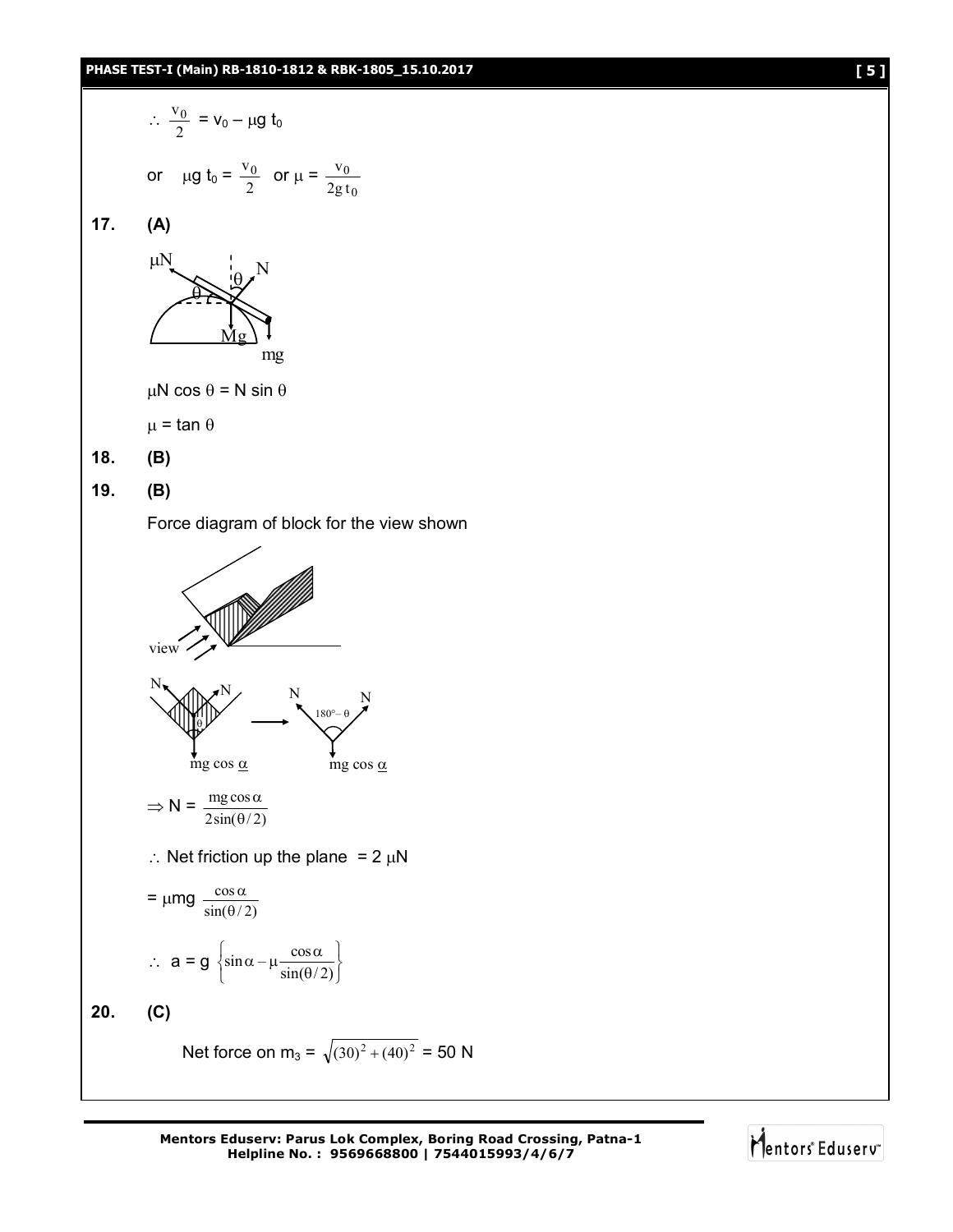$\therefore\ \frac{v_0}{2} = v_0 - \mu g\, t_0$

or $\quad \mu g\, t_0 = \frac{v_0}{2}$ or $\mu = \frac{v_0}{2g t_0}$

**17.** **(A)**

$\mu N \cos\theta = N \sin\theta$

$\mu = \tan\theta$

**18.** **(B)**

**19.** **(B)**

Force diagram of block for the view shown

$\Rightarrow N = \frac{mg\cos\alpha}{2\sin(\theta/2)}$

$\therefore$ Net friction up the plane $= 2\,\mu N$

$= \mu mg\ \frac{\cos\alpha}{\sin(\theta/2)}$

$\therefore\ a = g\left\{\sin\alpha - \mu\frac{\cos\alpha}{\sin(\theta/2)}\right\}$

**20.** **(C)**

Net force on $m_3 = \sqrt{(30)^2 + (40)^2} = 50$ N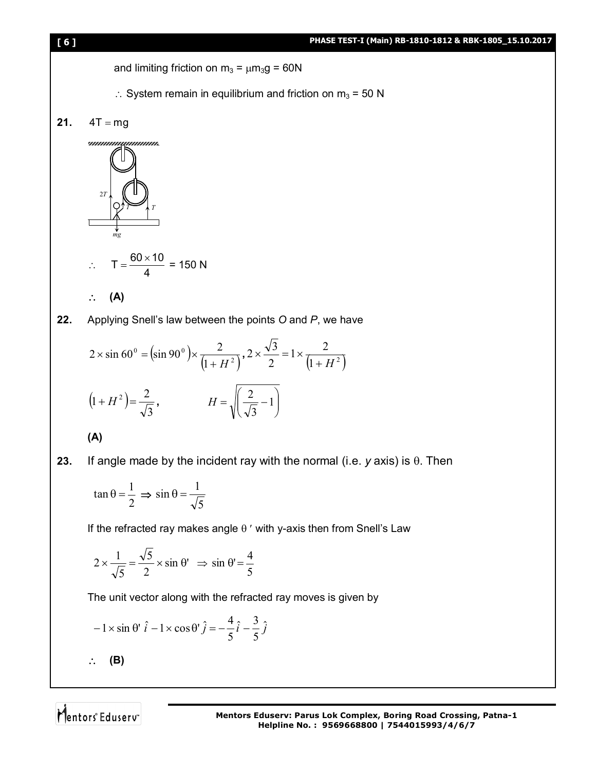and limiting friction on $m_3 = \mu m_3 g = 60N$

$\therefore$ System remain in equilibrium and friction on $m_3$ = 50 N

**21.** $4T = mg$

$$\therefore \quad T = \frac{60 \times 10}{4} = 150 \text{ N}$$

$\therefore$ **(A)**

**22.** Applying Snell's law between the points *O* and *P*, we have

$$2 \times \sin 60^0 = (\sin 90^0) \times \frac{2}{(1+H^2)}, 2 \times \frac{\sqrt{3}}{2} = 1 \times \frac{2}{(1+H^2)}$$

$$(1+H^2) = \frac{2}{\sqrt{3}}, \qquad H = \sqrt{\left(\frac{2}{\sqrt{3}} - 1\right)}$$

**(A)**

**23.** If angle made by the incident ray with the normal (i.e. *y* axis) is $\theta$. Then

$$\tan\theta = \frac{1}{2} \Rightarrow \sin\theta = \frac{1}{\sqrt{5}}$$

If the refracted ray makes angle $\theta'$ with y-axis then from Snell's Law

$$2 \times \frac{1}{\sqrt{5}} = \frac{\sqrt{5}}{2} \times \sin\theta' \Rightarrow \sin\theta' = \frac{4}{5}$$

The unit vector along with the refracted ray moves is given by

$$-1 \times \sin\theta' \, \hat{i} - 1 \times \cos\theta' \, \hat{j} = -\frac{4}{5}\hat{i} - \frac{3}{5}\hat{j}$$

$\therefore$ **(B)**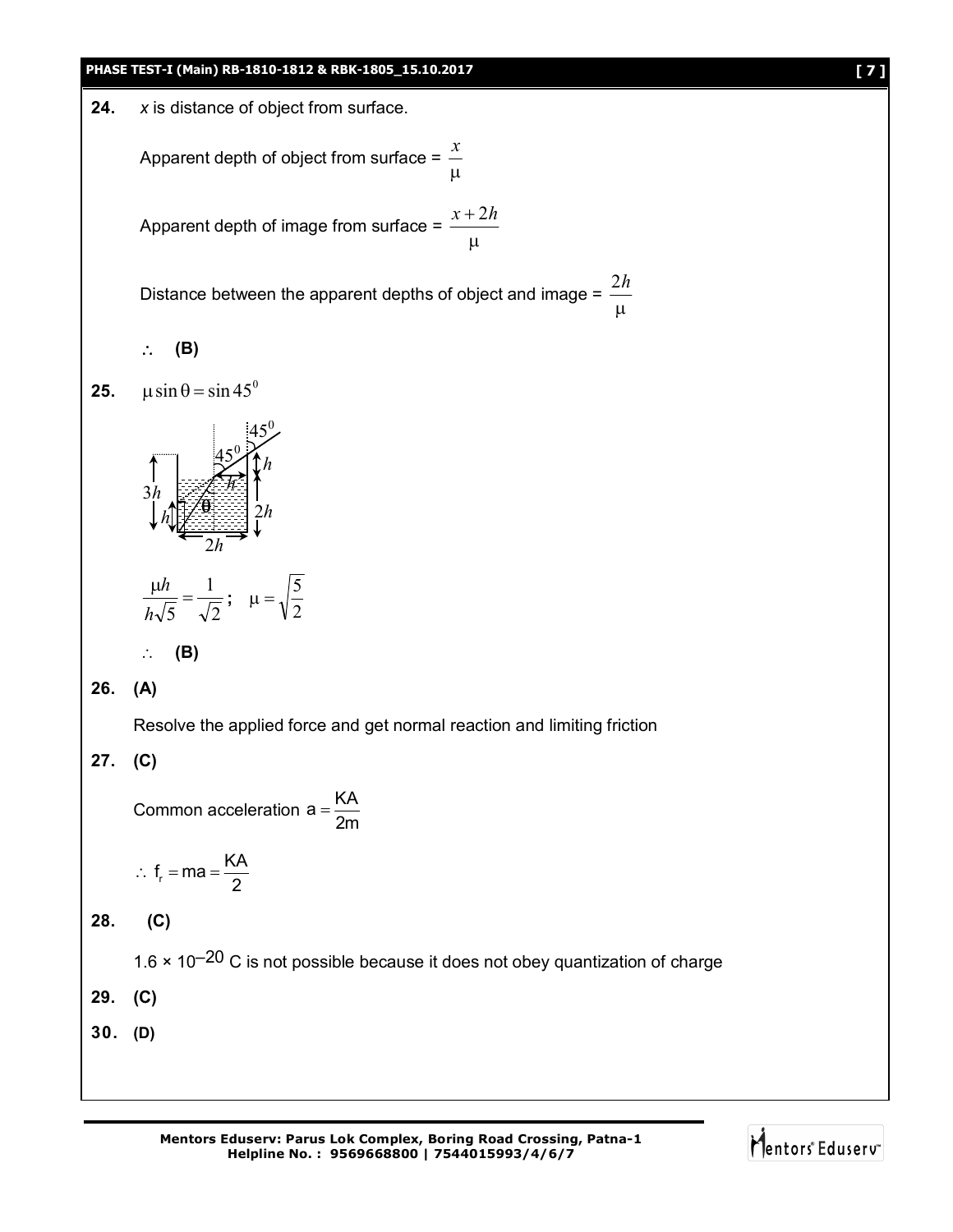**24.** $x$ is distance of object from surface.

Apparent depth of object from surface = $\frac{x}{\mu}$

Apparent depth of image from surface = $\frac{x+2h}{\mu}$

Distance between the apparent depths of object and image = $\frac{2h}{\mu}$

$\therefore$ **(B)**

**25.** $\mu \sin\theta = \sin 45^0$

$$\frac{\mu h}{h\sqrt{5}} = \frac{1}{\sqrt{2}}; \quad \mu = \sqrt{\frac{5}{2}}$$

$\therefore$ **(B)**

**26.** **(A)**

Resolve the applied force and get normal reaction and limiting friction

**27.** **(C)**

Common acceleration $a = \frac{KA}{2m}$

$\therefore f_r = ma = \frac{KA}{2}$

**28.** **(C)**

$1.6 \times 10^{-20}$ C is not possible because it does not obey quantization of charge

**29.** **(C)**

**30.** **(D)**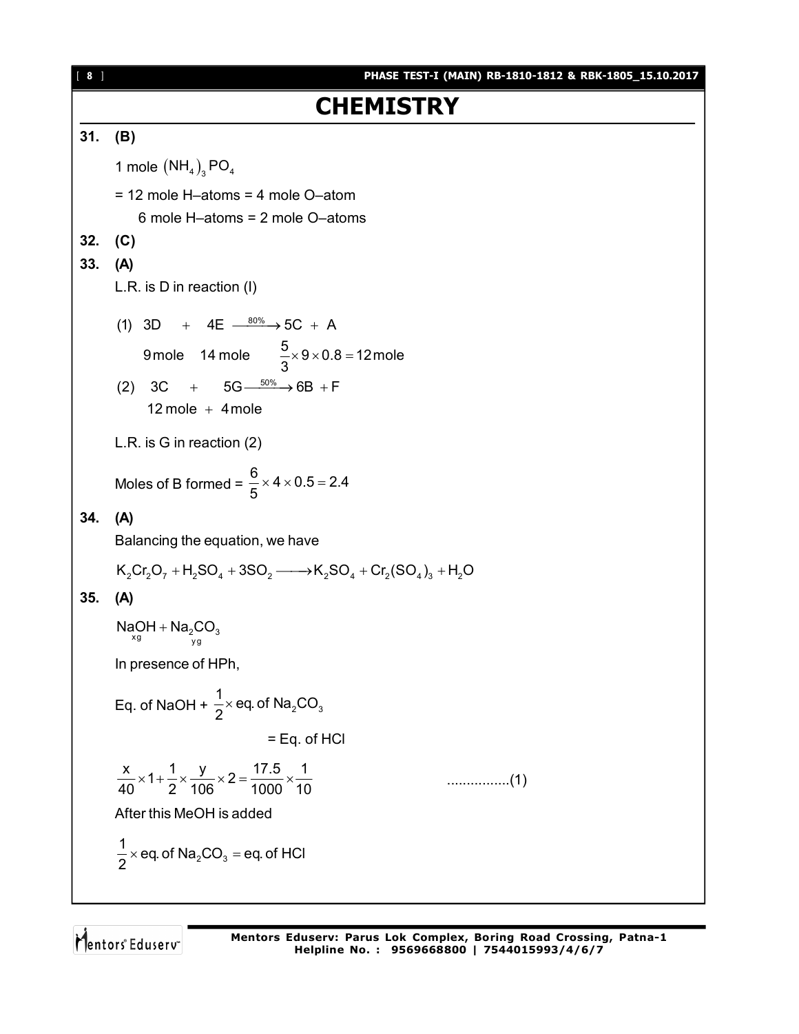# CHEMISTRY

**31. (B)**

1 mole $(NH_4)_3 PO_4$

= 12 mole H–atoms = 4 mole O–atom

6 mole H–atoms = 2 mole O–atoms

**32. (C)**

**33. (A)**

L.R. is D in reaction (I)

(1) $3D \quad + \quad 4E \xrightarrow{80\%} 5C + A$

$9\,\text{mole} \quad 14\,\text{mole} \qquad \frac{5}{3} \times 9 \times 0.8 = 12\,\text{mole}$

(2) $3C \quad + \quad 5G \xrightarrow{50\%} 6B + F$

$12\,\text{mole} + 4\,\text{mole}$

L.R. is G in reaction (2)

Moles of B formed = $\frac{6}{5} \times 4 \times 0.5 = 2.4$

**34. (A)**

Balancing the equation, we have

$$K_2Cr_2O_7 + H_2SO_4 + 3SO_2 \longrightarrow K_2SO_4 + Cr_2(SO_4)_3 + H_2O$$

**35. (A)**

$\underset{xg}{NaOH} + \underset{yg}{Na_2CO_3}$

In presence of HPh,

Eq. of NaOH + $\frac{1}{2} \times$ eq. of $Na_2CO_3$

= Eq. of HCl

$$\frac{x}{40} \times 1 + \frac{1}{2} \times \frac{y}{106} \times 2 = \frac{17.5}{1000} \times \frac{1}{10} \qquad \text{................(1)}$$

After this MeOH is added

$$\frac{1}{2} \times \text{eq. of } Na_2CO_3 = \text{eq. of HCl}$$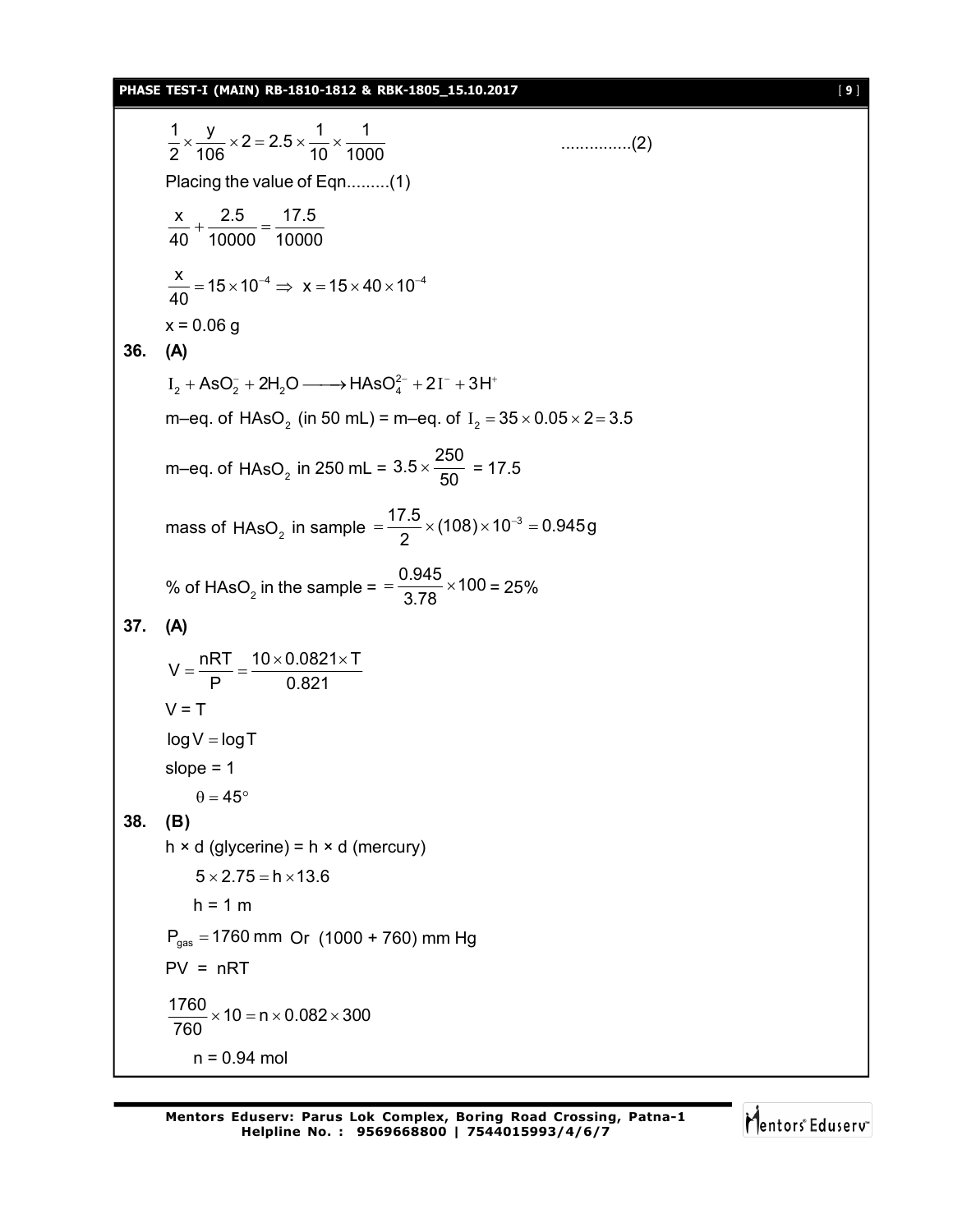$$\frac{1}{2}\times\frac{y}{106}\times 2 = 2.5\times\frac{1}{10}\times\frac{1}{1000} \qquad \text{...............(2)}$$

Placing the value of Eqn.........(1)

$$\frac{x}{40}+\frac{2.5}{10000}=\frac{17.5}{10000}$$

$$\frac{x}{40}=15\times10^{-4} \Rightarrow x = 15\times40\times10^{-4}$$

x = 0.06 g

**36. (A)**

$$I_2 + AsO_2^- + 2H_2O \longrightarrow HAsO_4^{2-} + 2I^- + 3H^+$$

m–eq. of $HAsO_2$ (in 50 mL) = m–eq. of $I_2 = 35\times0.05\times2 = 3.5$

m–eq. of $HAsO_2$ in 250 mL = $3.5\times\frac{250}{50}$ = 17.5

mass of $HAsO_2$ in sample $=\frac{17.5}{2}\times(108)\times10^{-3} = 0.945\,g$

% of $HAsO_2$ in the sample = $=\frac{0.945}{3.78}\times100$ = 25%

**37. (A)**

$$V=\frac{nRT}{P}=\frac{10\times0.0821\times T}{0.821}$$

V = T

$\log V = \log T$

slope = 1

$\theta = 45^\circ$

**38. (B)**

h × d (glycerine) = h × d (mercury)

$5\times2.75 = h\times13.6$

h = 1 m

$P_{gas} = 1760$ mm Or (1000 + 760) mm Hg

PV = nRT

$$\frac{1760}{760}\times10 = n\times0.082\times300$$

n = 0.94 mol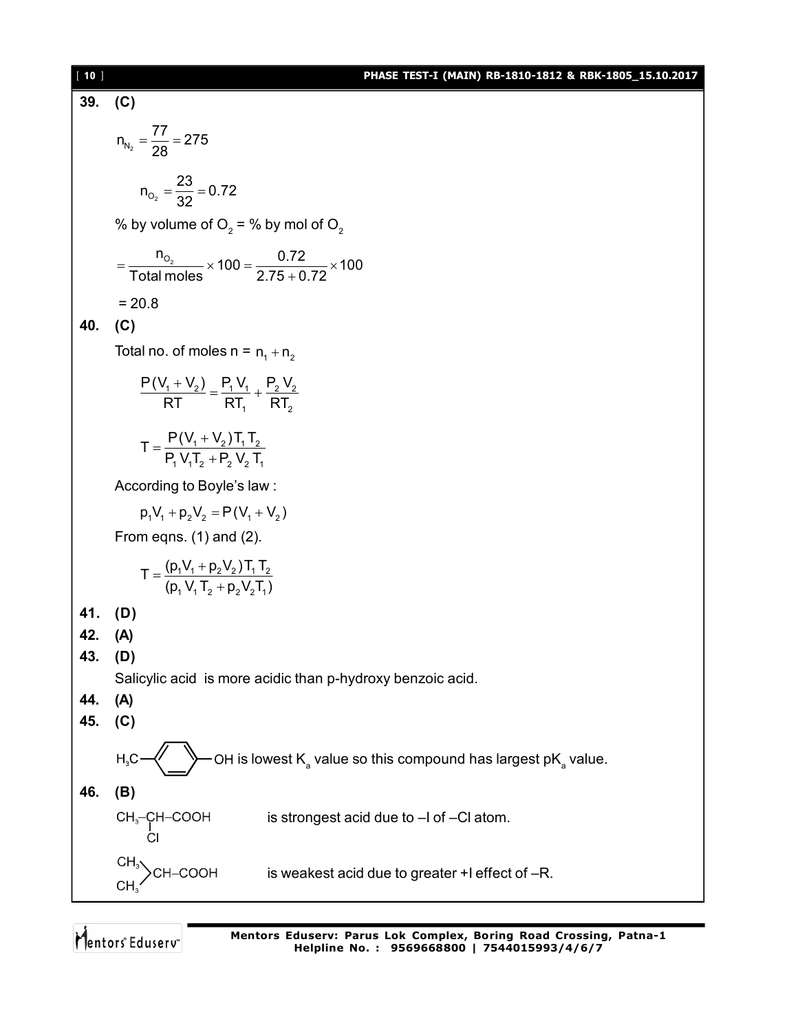**39. (C)**

$$n_{N_2} = \frac{77}{28} = 275$$

$$n_{O_2} = \frac{23}{32} = 0.72$$

% by volume of $O_2$ = % by mol of $O_2$

$$= \frac{n_{O_2}}{\text{Total moles}} \times 100 = \frac{0.72}{2.75 + 0.72} \times 100$$

$= 20.8$

**40. (C)**

Total no. of moles n = $n_1 + n_2$

$$\frac{P(V_1 + V_2)}{RT} = \frac{P_1 V_1}{RT_1} + \frac{P_2 V_2}{RT_2}$$

$$T = \frac{P(V_1 + V_2)T_1 T_2}{P_1 V_1 T_2 + P_2 V_2 T_1}$$

According to Boyle's law :

$$p_1 V_1 + p_2 V_2 = P(V_1 + V_2)$$

From eqns. (1) and (2).

$$T = \frac{(p_1 V_1 + p_2 V_2)T_1 T_2}{(p_1 V_1 T_2 + p_2 V_2 T_1)}$$

**41. (D)**

**42. (A)**

**43. (D)**

Salicylic acid is more acidic than p-hydroxy benzoic acid.

**44. (A)**

**45. (C)**

$H_3C-C_6H_4-OH$ is lowest $K_a$ value so this compound has largest $pK_a$ value.

**46. (B)**

$CH_3-CH(Cl)-COOH$ is strongest acid due to –I of –Cl atom.

$(CH_3)_2CH-COOH$ is weakest acid due to greater +I effect of –R.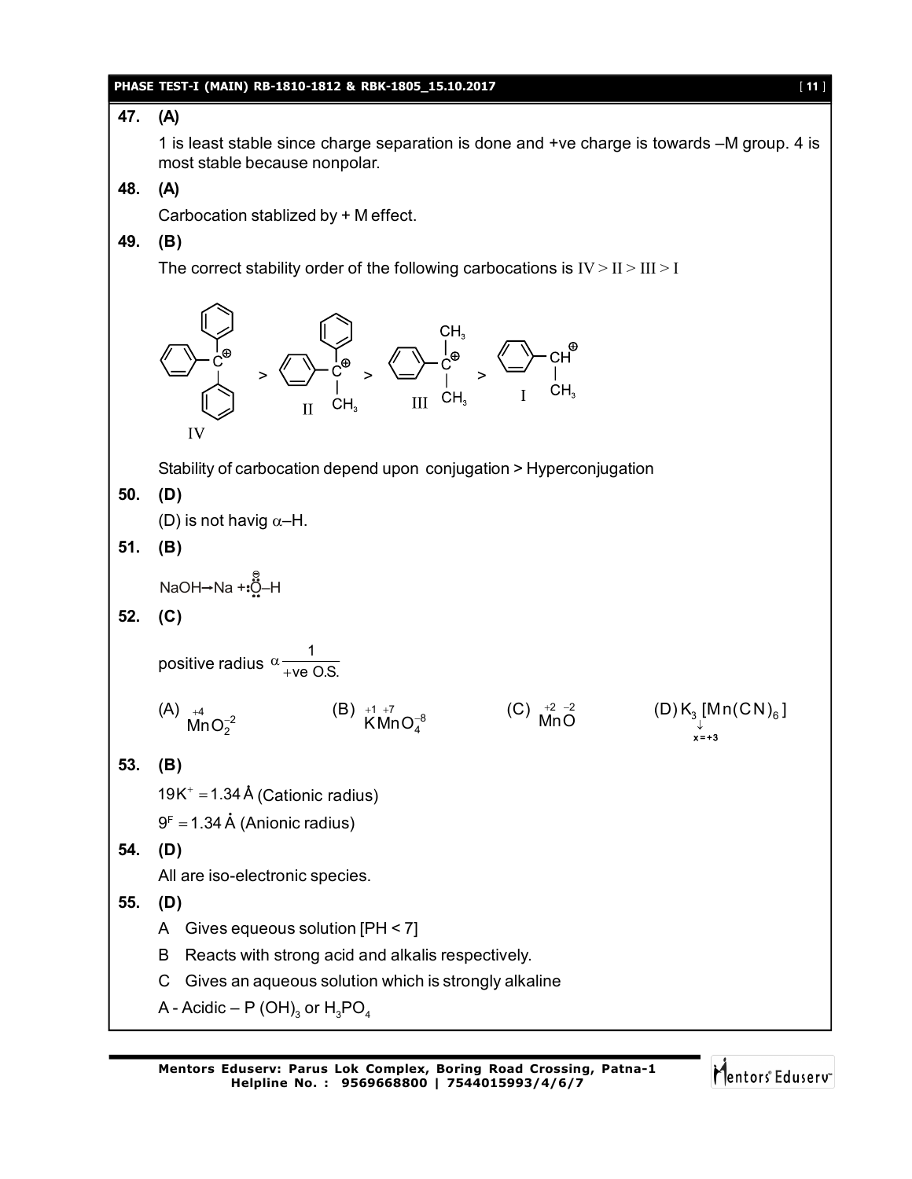**47. (A)**

1 is least stable since charge separation is done and +ve charge is towards –M group. 4 is most stable because nonpolar.

**48. (A)**

Carbocation stablized by + M effect.

**49. (B)**

The correct stability order of the following carbocations is IV > II > III > I

IV > II > III > I

Stability of carbocation depend upon conjugation > Hyperconjugation

**50. (D)**

(D) is not havig $\alpha$–H.

**51. (B)**

$NaOH \rightarrow Na + :\ddot{O}^{\ominus}–H$

**52. (C)**

positive radius $\alpha \frac{1}{+ve\ O.S.}$

(A) $\overset{+4}{Mn}O_2^{-2}$ (B) $\overset{+1}{K}\overset{+7}{Mn}O_4^{-8}$ (C) $\overset{+2}{Mn}\overset{-2}{O}$ (D) $K_3[Mn(CN)_6]$, $x = +3$

**53. (B)**

$19K^{+} = 1.34$ Å (Cationic radius)

$9^{F} = 1.34$ Å (Anionic radius)

**54. (D)**

All are iso-electronic species.

**55. (D)**

A Gives equeous solution [PH < 7]

B Reacts with strong acid and alkalis respectively.

C Gives an aqueous solution which is strongly alkaline

A - Acidic – P $(OH)_3$ or $H_3PO_4$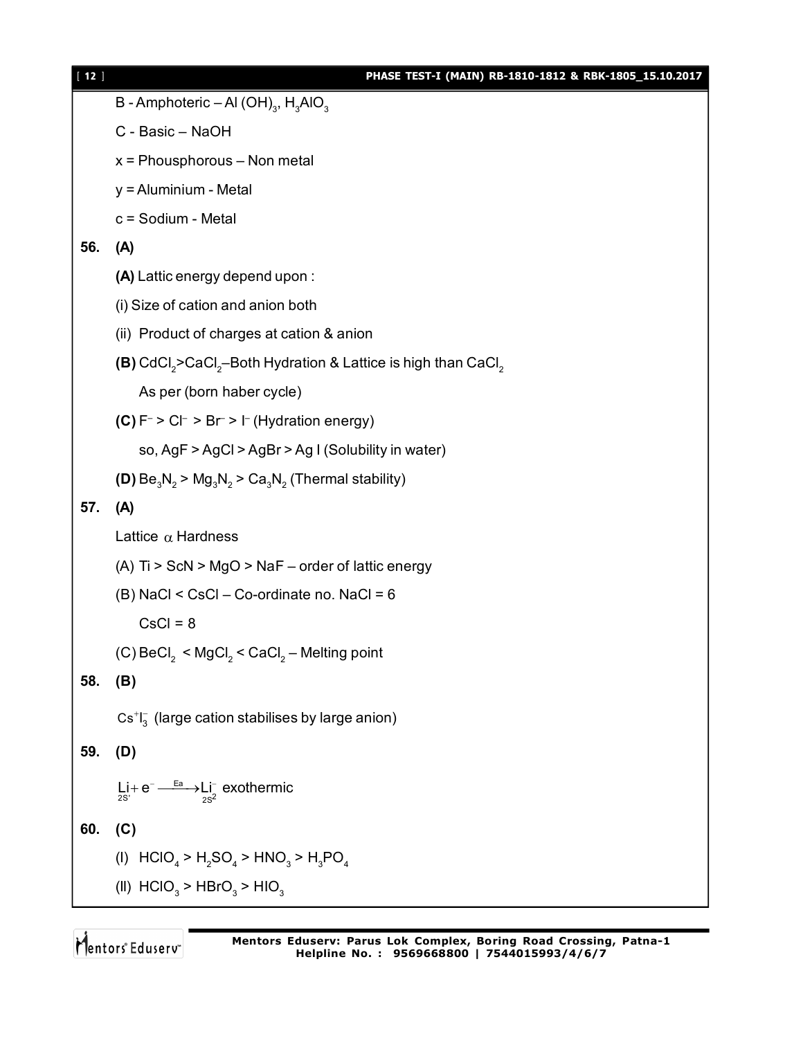B - Amphoteric – Al $(OH)_3$, $H_3AlO_3$

C - Basic – NaOH

x = Phousphorous – Non metal

y = Aluminium - Metal

c = Sodium - Metal

**56. (A)**

**(A)** Lattic energy depend upon :

(i) Size of cation and anion both

(ii) Product of charges at cation & anion

**(B)** $CdCl_2 > CaCl_2$–Both Hydration & Lattice is high than $CaCl_2$

As per (born haber cycle)

**(C)** $F^- > Cl^- > Br^- > I^-$ (Hydration energy)

so, AgF > AgCl > AgBr > Ag I (Solubility in water)

**(D)** $Be_3N_2 > Mg_3N_2 > Ca_3N_2$ (Thermal stability)

**57. (A)**

Lattice $\alpha$ Hardness

(A) Ti > ScN > MgO > NaF – order of lattic energy

(B) NaCl < CsCl – Co-ordinate no. NaCl = 6

CsCl = 8

(C) $BeCl_2 < MgCl_2 < CaCl_2$ – Melting point

**58. (B)**

$Cs^+I_3^-$ (large cation stabilises by large anion)

**59. (D)**

$\underset{2S'}{Li} + e^- \xrightarrow{Ea} \underset{2S^2}{Li^-}$ exothermic

**60. (C)**

(I) $HClO_4 > H_2SO_4 > HNO_3 > H_3PO_4$

(II) $HClO_3 > HBrO_3 > HIO_3$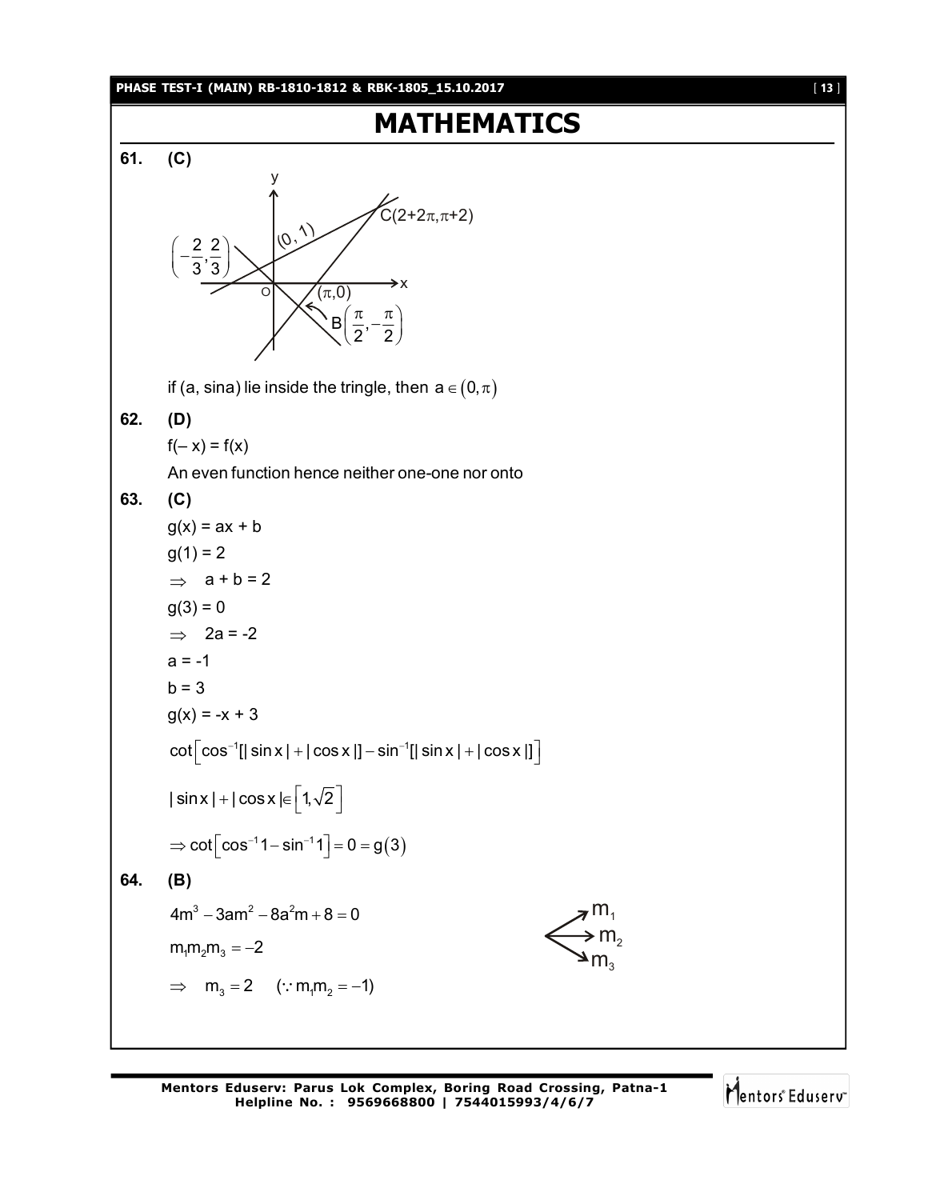# MATHEMATICS

**61. (C)**

$\left(-\frac{2}{3}, \frac{2}{3}\right)$, $(0, 1)$, $C(2+2\pi, \pi+2)$, $O$, $(\pi, 0)$, $B\left(\frac{\pi}{2}, -\frac{\pi}{2}\right)$

if (a, sina) lie inside the tringle, then $a \in (0, \pi)$

**62. (D)**

f(– x) = f(x)

An even function hence neither one-one nor onto

**63. (C)**

g(x) = ax + b

g(1) = 2

$\Rightarrow$ a + b = 2

g(3) = 0

$\Rightarrow$ 2a = -2

a = -1

b = 3

g(x) = -x + 3

$\cot\left[\cos^{-1}[|\sin x| + |\cos x|] - \sin^{-1}[|\sin x| + |\cos x|]\right]$

$|\sin x| + |\cos x| \in \left[1, \sqrt{2}\right]$

$\Rightarrow \cot\left[\cos^{-1}1 - \sin^{-1}1\right] = 0 = g(3)$

**64. (B)**

$4m^3 - 3am^2 - 8a^2m + 8 = 0$

$m_1m_2m_3 = -2$

$\Rightarrow \quad m_3 = 2 \quad (\because m_1m_2 = -1)$

$m_1$, $m_2$, $m_3$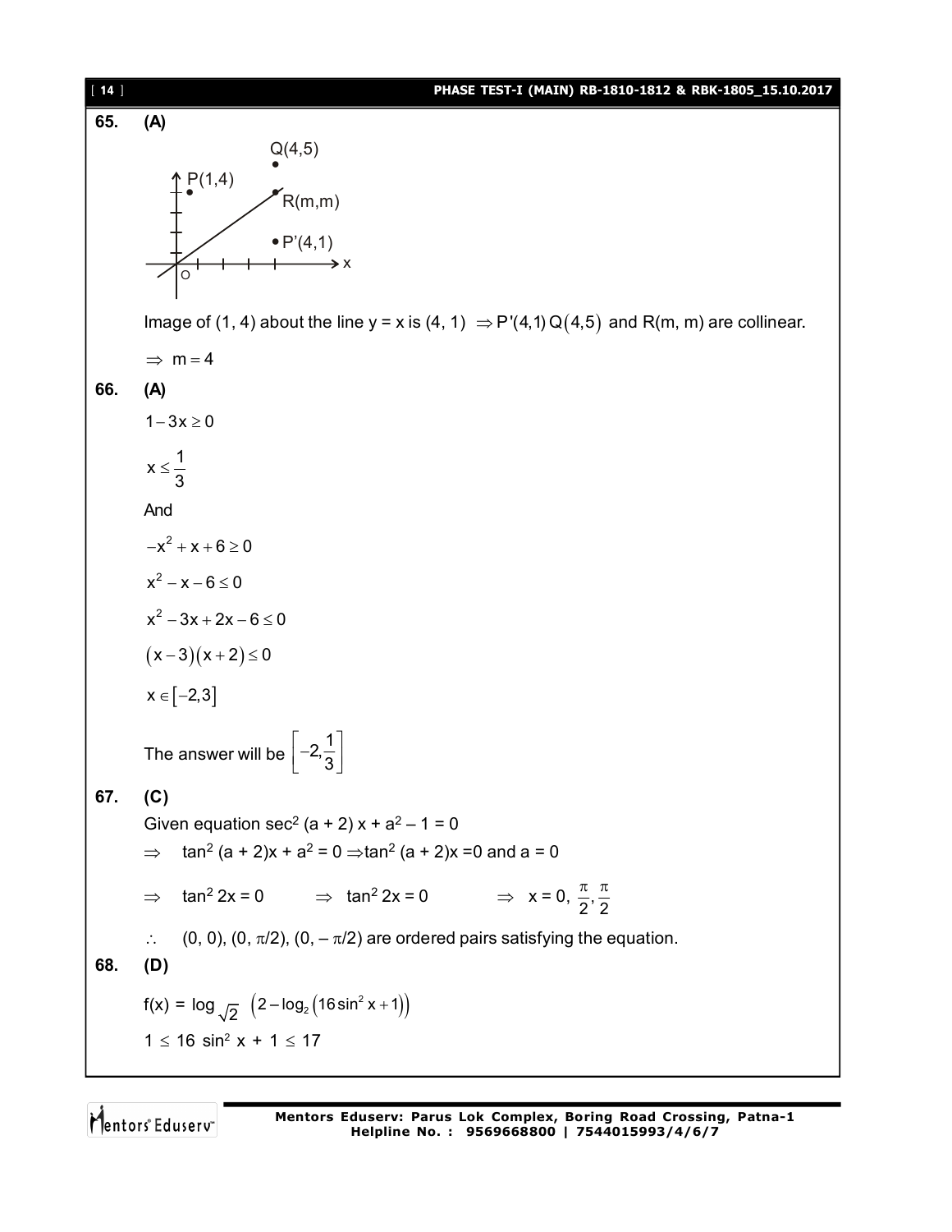**65.** **(A)**

Image of (1, 4) about the line y = x is (4, 1) $\Rightarrow P'(4,1)\,Q(4,5)$ and R(m, m) are collinear.

$\Rightarrow \; m = 4$

**66.** **(A)**

$1 - 3x \geq 0$

$x \leq \frac{1}{3}$

And

$-x^2 + x + 6 \geq 0$

$x^2 - x - 6 \leq 0$

$x^2 - 3x + 2x - 6 \leq 0$

$(x-3)(x+2) \leq 0$

$x \in [-2, 3]$

The answer will be $\left[-2, \frac{1}{3}\right]$

**67.** **(C)**

Given equation $\sec^2 (a + 2)\, x + a^2 - 1 = 0$

$\Rightarrow \quad \tan^2 (a + 2)x + a^2 = 0 \Rightarrow \tan^2 (a + 2)x = 0$ and $a = 0$

$\Rightarrow \quad \tan^2 2x = 0 \qquad \Rightarrow \quad \tan^2 2x = 0 \qquad \Rightarrow \quad x = 0, \frac{\pi}{2}, \frac{\pi}{2}$

$\therefore \quad (0, 0), (0, \pi/2), (0, -\pi/2)$ are ordered pairs satisfying the equation.

**68.** **(D)**

$f(x) = \log_{\sqrt{2}} \left(2 - \log_2 \left(16 \sin^2 x + 1\right)\right)$

$1 \leq 16 \sin^2 x + 1 \leq 17$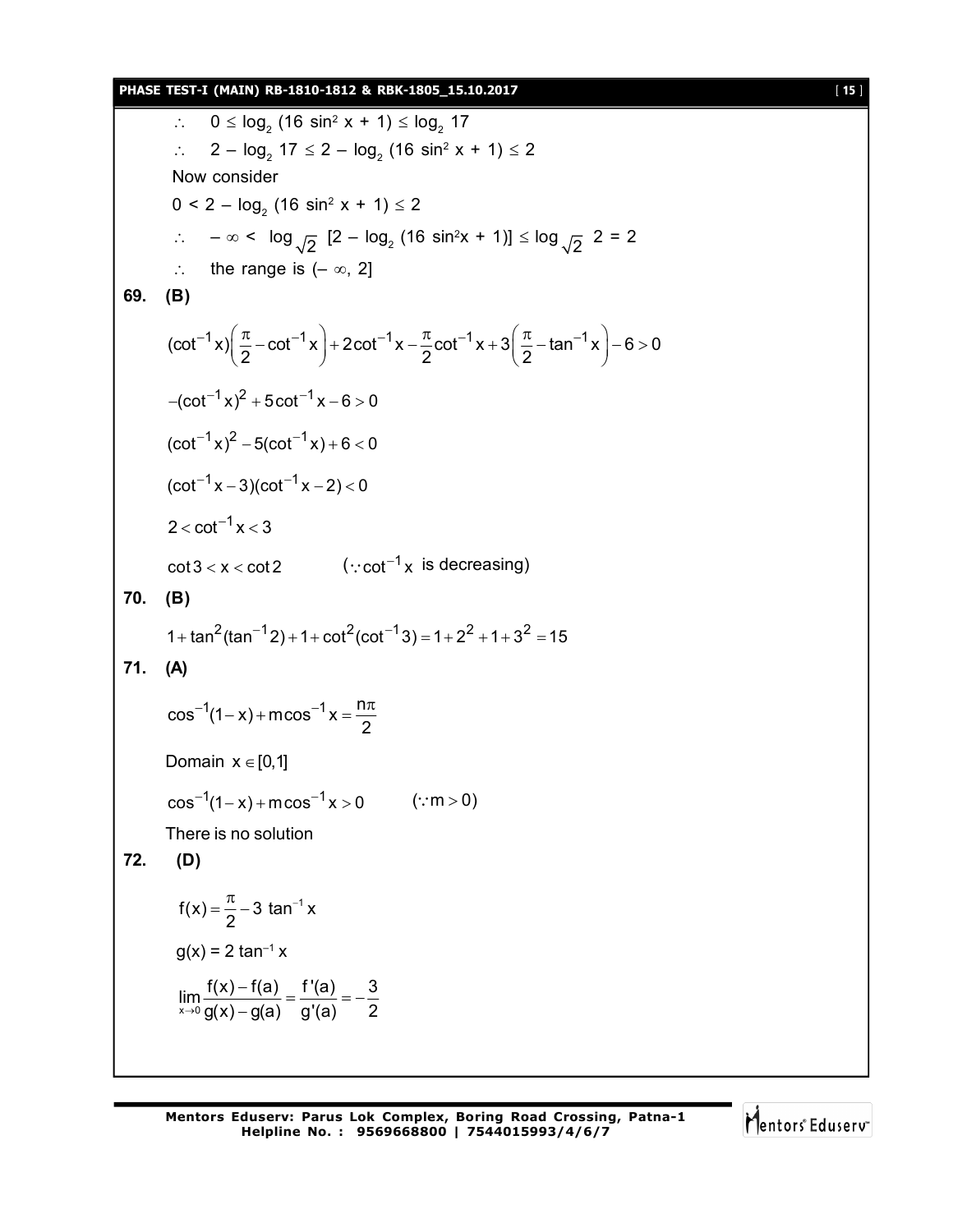$\therefore \quad 0 \le \log_2 (16 \sin^2 x + 1) \le \log_2 17$

$\therefore \quad 2 - \log_2 17 \le 2 - \log_2 (16 \sin^2 x + 1) \le 2$

Now consider

$0 < 2 - \log_2 (16 \sin^2 x + 1) \le 2$

$\therefore \quad -\infty < \log_{\sqrt{2}} [2 - \log_2 (16 \sin^2 x + 1)] \le \log_{\sqrt{2}} 2 = 2$

$\therefore \quad$ the range is $(-\infty, 2]$

**69. (B)**

$$(\cot^{-1} x)\left(\frac{\pi}{2} - \cot^{-1} x\right) + 2\cot^{-1} x - \frac{\pi}{2}\cot^{-1} x + 3\left(\frac{\pi}{2} - \tan^{-1} x\right) - 6 > 0$$

$$-(\cot^{-1} x)^2 + 5\cot^{-1} x - 6 > 0$$

$$(\cot^{-1} x)^2 - 5(\cot^{-1} x) + 6 < 0$$

$$(\cot^{-1} x - 3)(\cot^{-1} x - 2) < 0$$

$$2 < \cot^{-1} x < 3$$

$\cot 3 < x < \cot 2 \qquad (\because \cot^{-1} x$ is decreasing$)$

**70. (B)**

$$1 + \tan^2(\tan^{-1} 2) + 1 + \cot^2(\cot^{-1} 3) = 1 + 2^2 + 1 + 3^2 = 15$$

**71. (A)**

$$\cos^{-1}(1 - x) + m\cos^{-1} x = \frac{n\pi}{2}$$

Domain $x \in [0,1]$

$\cos^{-1}(1 - x) + m\cos^{-1} x > 0 \qquad (\because m > 0)$

There is no solution

**72. (D)**

$$f(x) = \frac{\pi}{2} - 3 \tan^{-1} x$$

$$g(x) = 2 \tan^{-1} x$$

$$\lim_{x \to 0} \frac{f(x) - f(a)}{g(x) - g(a)} = \frac{f'(a)}{g'(a)} = -\frac{3}{2}$$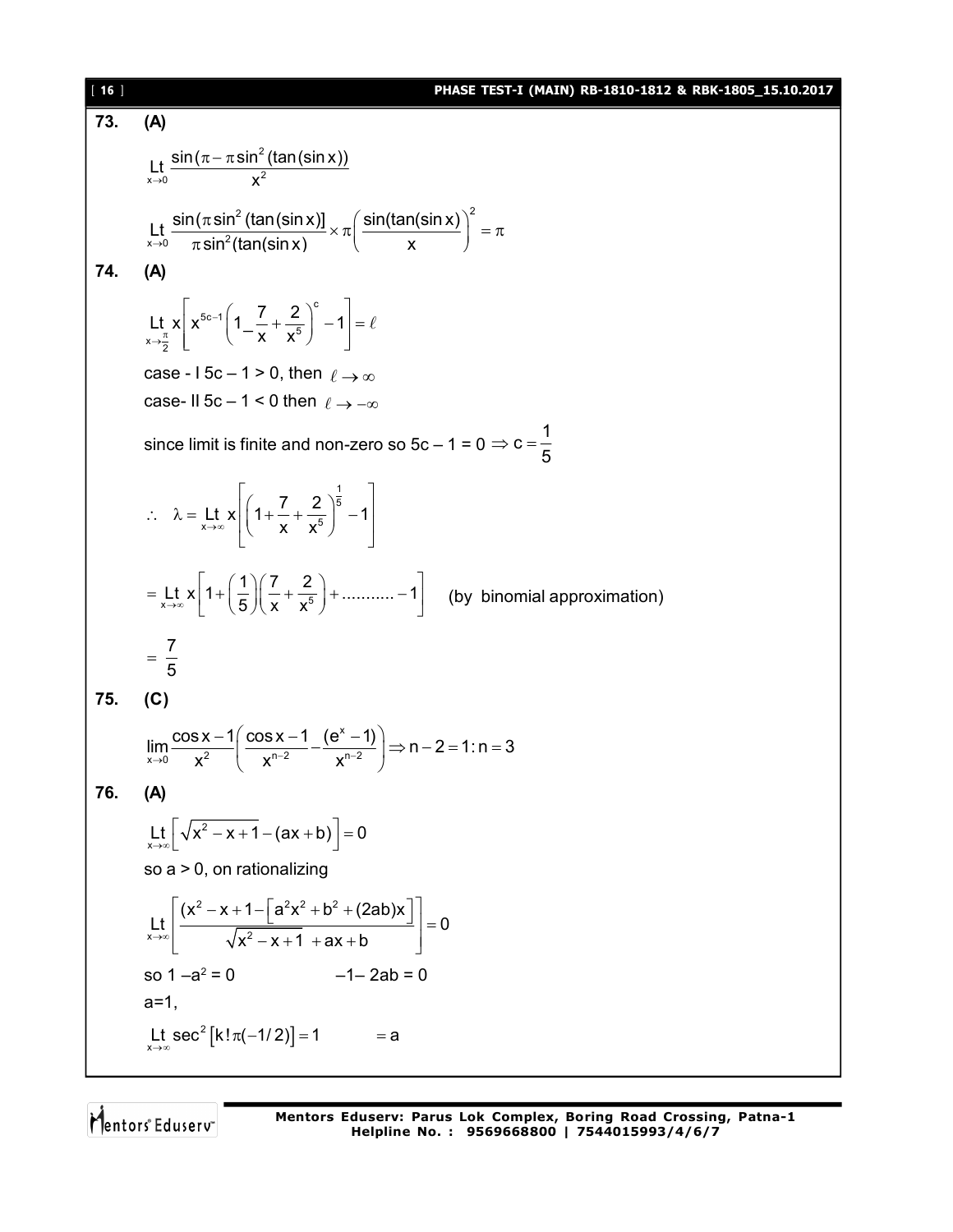**73. (A)**

$$\underset{x\to 0}{\text{Lt}} \frac{\sin(\pi - \pi\sin^2(\tan(\sin x))}{x^2}$$

$$\underset{x\to 0}{\text{Lt}} \frac{\sin(\pi\sin^2(\tan(\sin x)]}{\pi\sin^2(\tan(\sin x)} \times \pi\left(\frac{\sin(\tan(\sin x)}{x}\right)^2 = \pi$$

**74. (A)**

$$\underset{x\to\frac{\pi}{2}}{\text{Lt}}\, x\left[x^{5c-1}\left(1_{-}\frac{7}{x}+\frac{2}{x^5}\right)^c - 1\right] = \ell$$

case - I $5c - 1 > 0$, then $\ell \to \infty$

case- II $5c - 1 < 0$ then $\ell \to -\infty$

since limit is finite and non-zero so $5c - 1 = 0 \Rightarrow c = \frac{1}{5}$

$$\therefore \quad \lambda = \underset{x\to\infty}{\text{Lt}}\, x\left[\left(1+\frac{7}{x}+\frac{2}{x^5}\right)^{\frac{1}{5}} - 1\right]$$

$$= \underset{x\to\infty}{\text{Lt}}\, x\left[1+\left(\frac{1}{5}\right)\left(\frac{7}{x}+\frac{2}{x^5}\right)+ \ldots\ldots\ldots\ldots -1\right] \quad \text{(by binomial approximation)}$$

$$= \frac{7}{5}$$

**75. (C)**

$$\lim_{x\to 0}\frac{\cos x - 1}{x^2}\left(\frac{\cos x - 1}{x^{n-2}} - \frac{(e^x - 1)}{x^{n-2}}\right) \Rightarrow n - 2 = 1 : n = 3$$

**76. (A)**

$$\underset{x\to\infty}{\text{Lt}}\left[\sqrt{x^2 - x + 1} - (ax + b)\right] = 0$$

so $a > 0$, on rationalizing

$$\underset{x\to\infty}{\text{Lt}}\left[\frac{(x^2 - x + 1 - \left[a^2x^2 + b^2 + (2ab)x\right]}{\sqrt{x^2 - x + 1} + ax + b}\right] = 0$$

so $1 - a^2 = 0 \qquad -1 - 2ab = 0$

$a=1$,

$$\underset{x\to\infty}{\text{Lt}} \sec^2\left[k!\pi(-1/2)\right] = 1 \qquad = a$$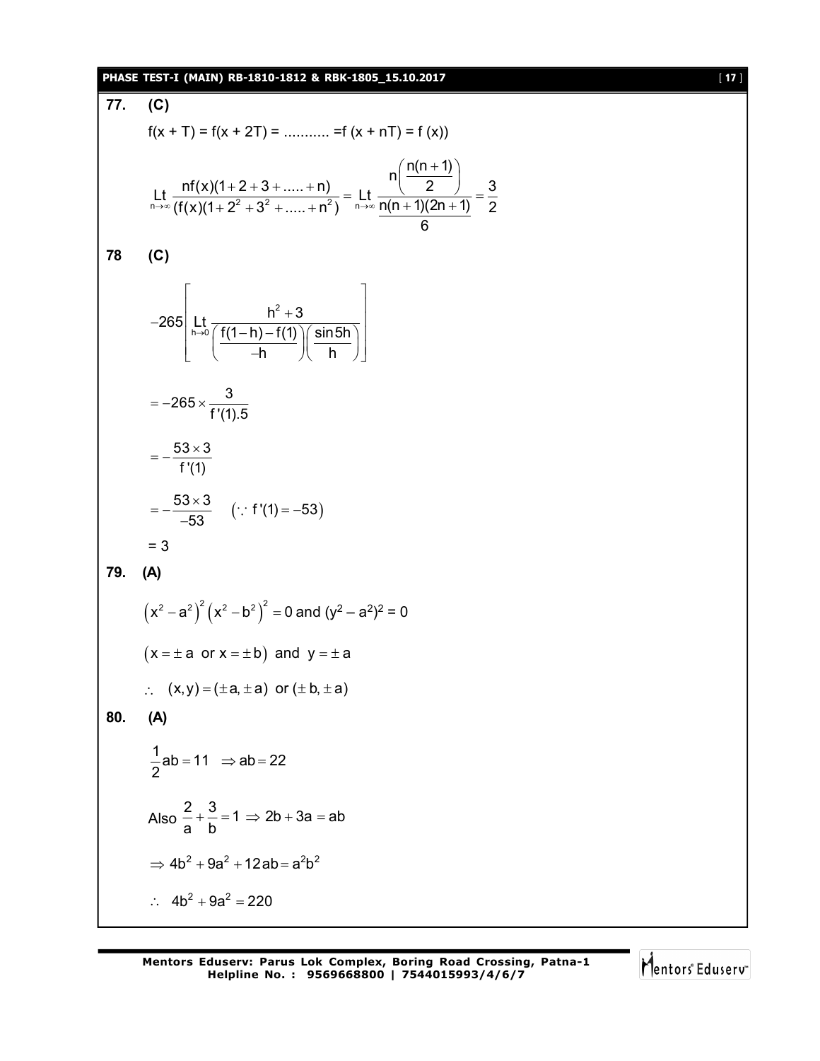**77. (C)**

$f(x + T) = f(x + 2T) = ........... = f(x + nT) = f(x))$

$$\underset{n\to\infty}{\text{Lt}} \frac{nf(x)(1+2+3+.....+n)}{(f(x)(1+2^2+3^2+.....+n^2)} = \underset{n\to\infty}{\text{Lt}} \frac{n\left(\frac{n(n+1)}{2}\right)}{\frac{n(n+1)(2n+1)}{6}} = \frac{3}{2}$$

**78 (C)**

$$-265\left[\underset{h\to 0}{\text{Lt}} \frac{h^2+3}{\left(\frac{f(1-h)-f(1)}{-h}\right)\left(\frac{\sin 5h}{h}\right)}\right]$$

$$= -265 \times \frac{3}{f'(1).5}$$

$$= -\frac{53 \times 3}{f'(1)}$$

$$= -\frac{53 \times 3}{-53} \quad (\because f'(1) = -53)$$

$= 3$

**79. (A)**

$\left(x^2 - a^2\right)^2 \left(x^2 - b^2\right)^2 = 0$ and $(y^2 - a^2)^2 = 0$

$\left(x = \pm a \text{ or } x = \pm b\right)$ and $y = \pm a$

$\therefore \quad (x, y) = (\pm a, \pm a)$ or $(\pm b, \pm a)$

**80. (A)**

$\frac{1}{2}ab = 11 \quad \Rightarrow ab = 22$

Also $\frac{2}{a} + \frac{3}{b} = 1 \Rightarrow 2b + 3a = ab$

$\Rightarrow 4b^2 + 9a^2 + 12ab = a^2b^2$

$\therefore \quad 4b^2 + 9a^2 = 220$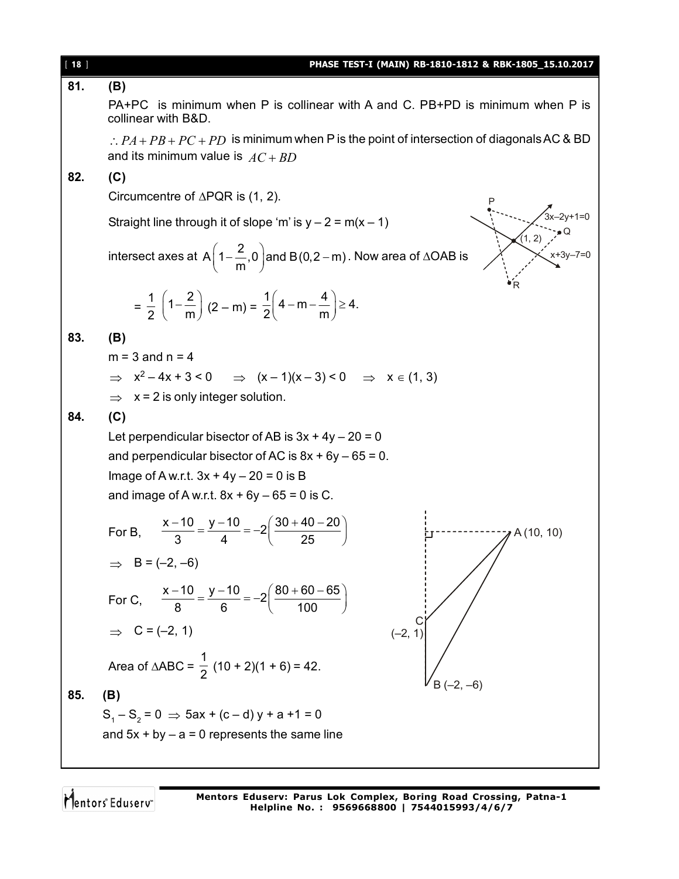**81.** **(B)**

PA+PC is minimum when P is collinear with A and C. PB+PD is minimum when P is collinear with B&D.

$\therefore PA + PB + PC + PD$ is minimum when P is the point of intersection of diagonals AC & BD and its minimum value is $AC + BD$

**82.** **(C)**

Circumcentre of $\Delta$PQR is (1, 2).

Straight line through it of slope 'm' is $y - 2 = m(x - 1)$

intersect axes at $A\left(1-\frac{2}{m},0\right)$ and $B(0,2-m)$. Now area of $\Delta$OAB is

$$= \frac{1}{2}\left(1-\frac{2}{m}\right)(2-m) = \frac{1}{2}\left(4-m-\frac{4}{m}\right) \geq 4.$$

**83.** **(B)**

$m = 3$ and $n = 4$

$\Rightarrow \; x^2 - 4x + 3 < 0 \quad \Rightarrow \; (x-1)(x-3) < 0 \quad \Rightarrow \; x \in (1, 3)$

$\Rightarrow \; x = 2$ is only integer solution.

**84.** **(C)**

Let perpendicular bisector of AB is $3x + 4y - 20 = 0$

and perpendicular bisector of AC is $8x + 6y - 65 = 0$.

Image of A w.r.t. $3x + 4y - 20 = 0$ is B

and image of A w.r.t. $8x + 6y - 65 = 0$ is C.

For B, $\frac{x-10}{3} = \frac{y-10}{4} = -2\left(\frac{30+40-20}{25}\right)$

$\Rightarrow \; B = (-2, -6)$

For C, $\frac{x-10}{8} = \frac{y-10}{6} = -2\left(\frac{80+60-65}{100}\right)$

$\Rightarrow \; C = (-2, 1)$

Area of $\Delta ABC = \frac{1}{2}(10 + 2)(1 + 6) = 42.$

**85.** **(B)**

$S_1 - S_2 = 0 \Rightarrow 5ax + (c - d)y + a + 1 = 0$

and $5x + by - a = 0$ represents the same line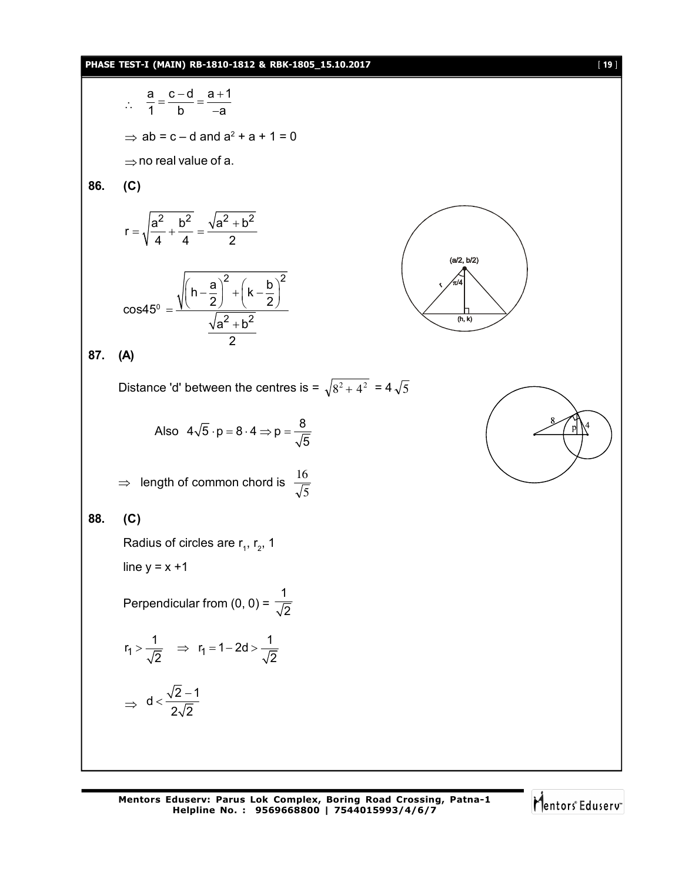$\therefore \quad \frac{a}{1} = \frac{c-d}{b} = \frac{a+1}{-a}$

$\Rightarrow$ ab = c – d and $a^2 + a + 1 = 0$

$\Rightarrow$ no real value of a.

**86. (C)**

$$r = \sqrt{\frac{a^2}{4} + \frac{b^2}{4}} = \frac{\sqrt{a^2+b^2}}{2}$$

$$\cos 45^0 = \frac{\sqrt{\left(h - \frac{a}{2}\right)^2 + \left(k - \frac{b}{2}\right)^2}}{\frac{\sqrt{a^2+b^2}}{2}}$$

**87. (A)**

Distance 'd' between the centres is = $\sqrt{8^2 + 4^2}$ = $4\sqrt{5}$

Also $4\sqrt{5} \cdot p = 8 \cdot 4 \Rightarrow p = \frac{8}{\sqrt{5}}$

$\Rightarrow$ length of common chord is $\frac{16}{\sqrt{5}}$

**88. (C)**

Radius of circles are $r_1$, $r_2$, 1

line y = x +1

Perpendicular from (0, 0) = $\frac{1}{\sqrt{2}}$

$r_1 > \frac{1}{\sqrt{2}} \quad \Rightarrow \quad r_1 = 1 - 2d > \frac{1}{\sqrt{2}}$

$\Rightarrow \quad d < \frac{\sqrt{2}-1}{2\sqrt{2}}$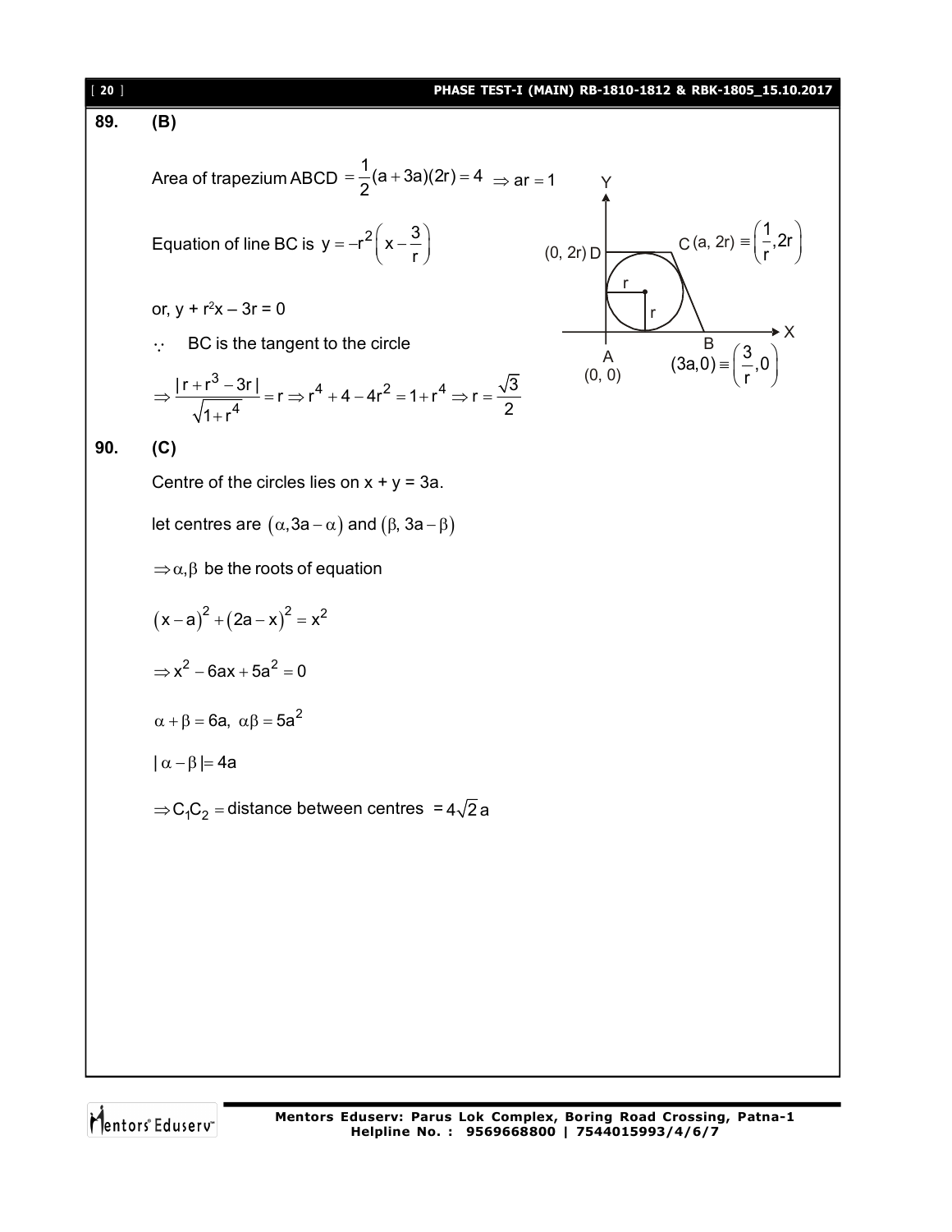**89.** **(B)**

Area of trapezium ABCD $= \frac{1}{2}(a+3a)(2r) = 4 \Rightarrow ar = 1$

Equation of line BC is $y = -r^2\left(x - \frac{3}{r}\right)$

or, $y + r^2x - 3r = 0$

$\because$ BC is the tangent to the circle

$$\Rightarrow \frac{|r + r^3 - 3r|}{\sqrt{1+r^4}} = r \Rightarrow r^4 + 4 - 4r^2 = 1 + r^4 \Rightarrow r = \frac{\sqrt{3}}{2}$$

Y

(0, 2r) D

C (a, 2r) $\equiv \left(\frac{1}{r}, 2r\right)$

r

r

X

A

(0, 0)

B

$(3a, 0) \equiv \left(\frac{3}{r}, 0\right)$

**90.** **(C)**

Centre of the circles lies on $x + y = 3a$.

let centres are $(\alpha, 3a - \alpha)$ and $(\beta, 3a - \beta)$

$\Rightarrow \alpha, \beta$ be the roots of equation

$$(x-a)^2 + (2a-x)^2 = x^2$$

$$\Rightarrow x^2 - 6ax + 5a^2 = 0$$

$$\alpha + \beta = 6a, \ \alpha\beta = 5a^2$$

$$|\alpha - \beta| = 4a$$

$\Rightarrow C_1C_2 =$ distance between centres $= 4\sqrt{2}a$